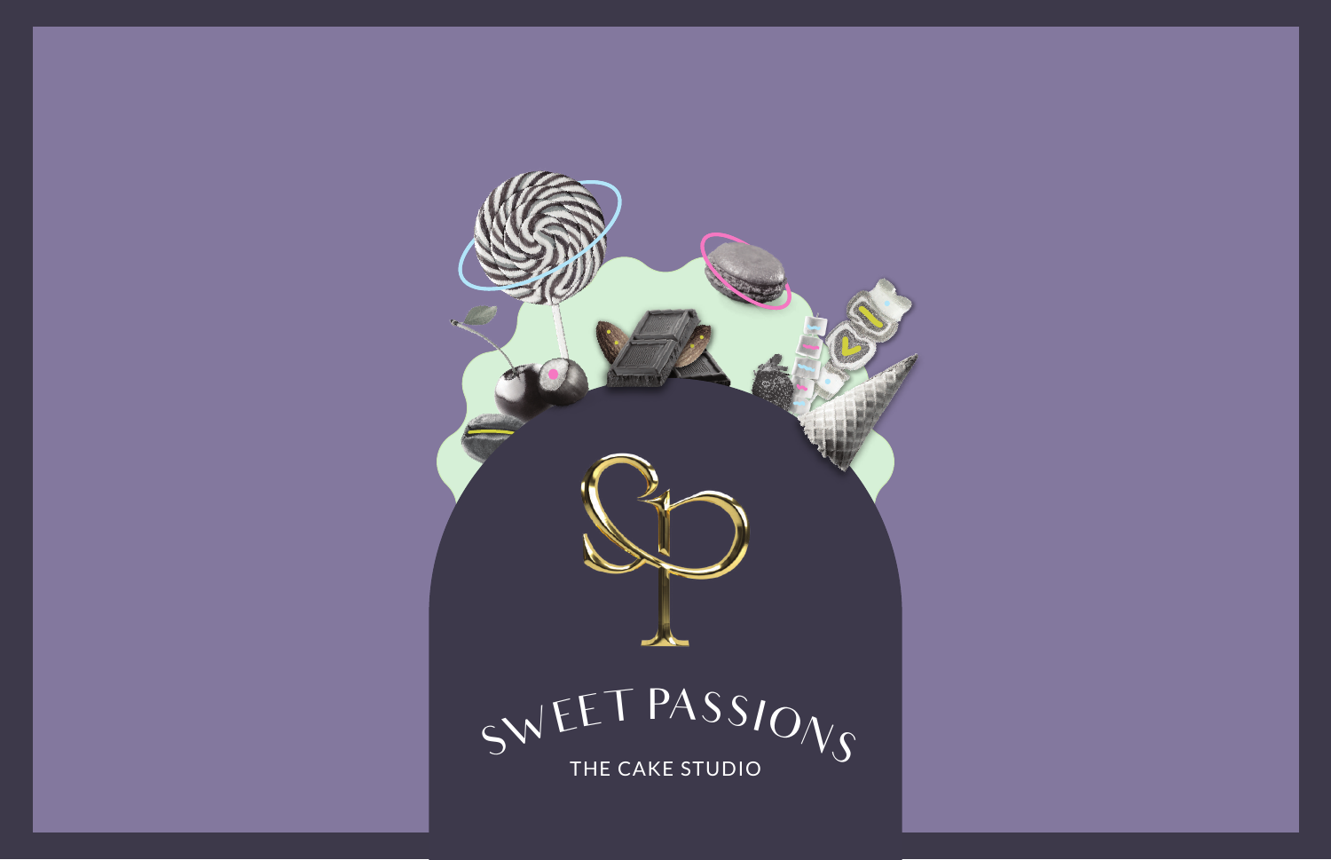# SWEET PASSIONS

THE CAKE STUDIO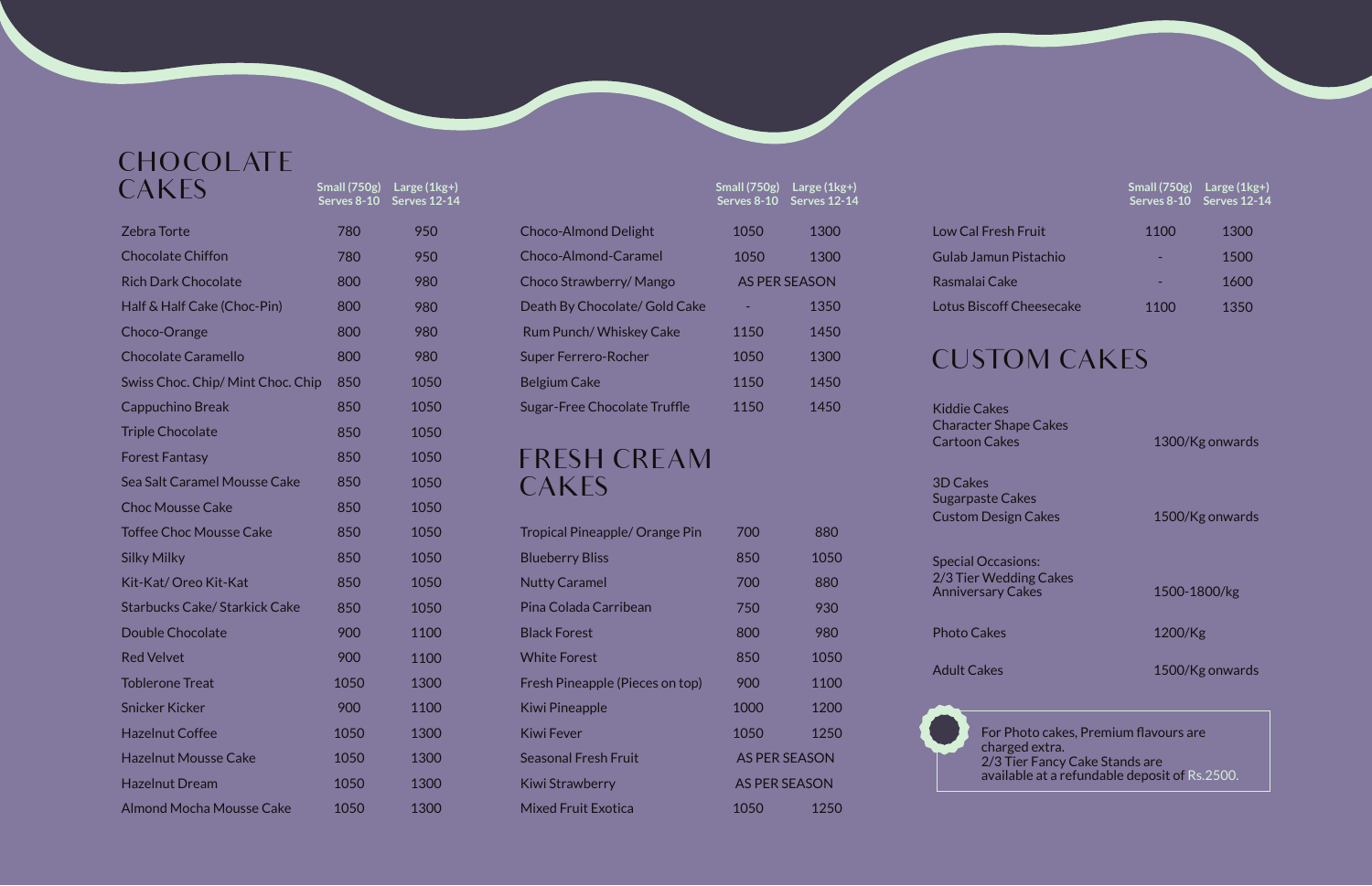## CHOCOLATE CAKES

| | Small (750g) Serves 8-10 | Large (1kg+) Serves 12-14 |
|---|---|---|
| Zebra Torte | 780 | 950 |
| Chocolate Chiffon | 780 | 950 |
| Rich Dark Chocolate | 800 | 980 |
| Half & Half Cake (Choc-Pin) | 800 | 980 |
| Choco-Orange | 800 | 980 |
| Chocolate Caramello | 800 | 980 |
| Swiss Choc. Chip/ Mint Choc. Chip | 850 | 1050 |
| Cappuchino Break | 850 | 1050 |
| Triple Chocolate | 850 | 1050 |
| Forest Fantasy | 850 | 1050 |
| Sea Salt Caramel Mousse Cake | 850 | 1050 |
| Choc Mousse Cake | 850 | 1050 |
| Toffee Choc Mousse Cake | 850 | 1050 |
| Silky Milky | 850 | 1050 |
| Kit-Kat/ Oreo Kit-Kat | 850 | 1050 |
| Starbucks Cake/ Starkick Cake | 850 | 1050 |
| Double Chocolate | 900 | 1100 |
| Red Velvet | 900 | 1100 |
| Toblerone Treat | 1050 | 1300 |
| Snicker Kicker | 900 | 1100 |
| Hazelnut Coffee | 1050 | 1300 |
| Hazelnut Mousse Cake | 1050 | 1300 |
| Hazelnut Dream | 1050 | 1300 |
| Almond Mocha Mousse Cake | 1050 | 1300 |
| Choco-Almond Delight | 1050 | 1300 |
| Choco-Almond-Caramel | 1050 | 1300 |
| Choco Strawberry/ Mango | AS PER SEASON | |
| Death By Chocolate/ Gold Cake | - | 1350 |
| Rum Punch/ Whiskey Cake | 1150 | 1450 |
| Super Ferrero-Rocher | 1050 | 1300 |
| Belgium Cake | 1150 | 1450 |
| Sugar-Free Chocolate Truffle | 1150 | 1450 |

## FRESH CREAM CAKES

| | Small (750g) Serves 8-10 | Large (1kg+) Serves 12-14 |
|---|---|---|
| Tropical Pineapple/ Orange Pin | 700 | 880 |
| Blueberry Bliss | 850 | 1050 |
| Nutty Caramel | 700 | 880 |
| Pina Colada Carribean | 750 | 930 |
| Black Forest | 800 | 980 |
| White Forest | 850 | 1050 |
| Fresh Pineapple (Pieces on top) | 900 | 1100 |
| Kiwi Pineapple | 1000 | 1200 |
| Kiwi Fever | 1050 | 1250 |
| Seasonal Fresh Fruit | AS PER SEASON | |
| Kiwi Strawberry | AS PER SEASON | |
| Mixed Fruit Exotica | 1050 | 1250 |
| Low Cal Fresh Fruit | 1100 | 1300 |
| Gulab Jamun Pistachio | - | 1500 |
| Rasmalai Cake | - | 1600 |
| Lotus Biscoff Cheesecake | 1100 | 1350 |

## CUSTOM CAKES

| | |
|---|---|
| Kiddie Cakes<br>Character Shape Cakes<br>Cartoon Cakes | 1300/Kg onwards |
| 3D Cakes<br>Sugarpaste Cakes<br>Custom Design Cakes | 1500/Kg onwards |
| Special Occasions:<br>2/3 Tier Wedding Cakes<br>Anniversary Cakes | 1500-1800/kg |
| Photo Cakes | 1200/Kg |
| Adult Cakes | 1500/Kg onwards |

For Photo cakes, Premium flavours are charged extra.
2/3 Tier Fancy Cake Stands are available at a refundable deposit of Rs.2500.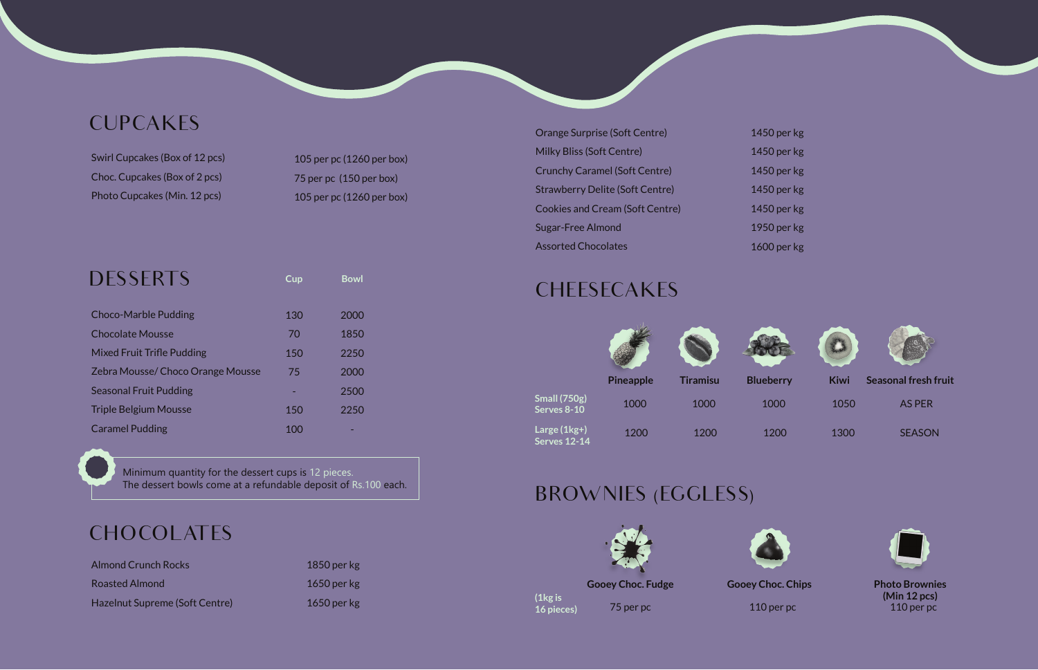## CUPCAKES

| | |
|---|---|
| Swirl Cupcakes (Box of 12 pcs) | 105 per pc (1260 per box) |
| Choc. Cupcakes (Box of 2 pcs) | 75 per pc (150 per box) |
| Photo Cupcakes (Min. 12 pcs) | 105 per pc (1260 per box) |

## DESSERTS

| | Cup | Bowl |
|---|---|---|
| Choco-Marble Pudding | 130 | 2000 |
| Chocolate Mousse | 70 | 1850 |
| Mixed Fruit Trifle Pudding | 150 | 2250 |
| Zebra Mousse/ Choco Orange Mousse | 75 | 2000 |
| Seasonal Fruit Pudding | - | 2500 |
| Triple Belgium Mousse | 150 | 2250 |
| Caramel Pudding | 100 | - |

Minimum quantity for the dessert cups is 12 pieces.
The dessert bowls come at a refundable deposit of Rs.100 each.

## CHOCOLATES

| | |
|---|---|
| Almond Crunch Rocks | 1850 per kg |
| Roasted Almond | 1650 per kg |
| Hazelnut Supreme (Soft Centre) | 1650 per kg |
| Orange Surprise (Soft Centre) | 1450 per kg |
| Milky Bliss (Soft Centre) | 1450 per kg |
| Crunchy Caramel (Soft Centre) | 1450 per kg |
| Strawberry Delite (Soft Centre) | 1450 per kg |
| Cookies and Cream (Soft Centre) | 1450 per kg |
| Sugar-Free Almond | 1950 per kg |
| Assorted Chocolates | 1600 per kg |

## CHEESECAKES

| | Pineapple | Tiramisu | Blueberry | Kiwi | Seasonal fresh fruit |
|---|---|---|---|---|---|
| Small (750g) Serves 8-10 | 1000 | 1000 | 1000 | 1050 | AS PER |
| Large (1kg+) Serves 12-14 | 1200 | 1200 | 1200 | 1300 | SEASON |

## BROWNIES (EGGLESS)

| | Gooey Choc. Fudge | Gooey Choc. Chips | Photo Brownies (Min 12 pcs) |
|---|---|---|---|
| (1kg is 16 pieces) | 75 per pc | 110 per pc | 110 per pc |